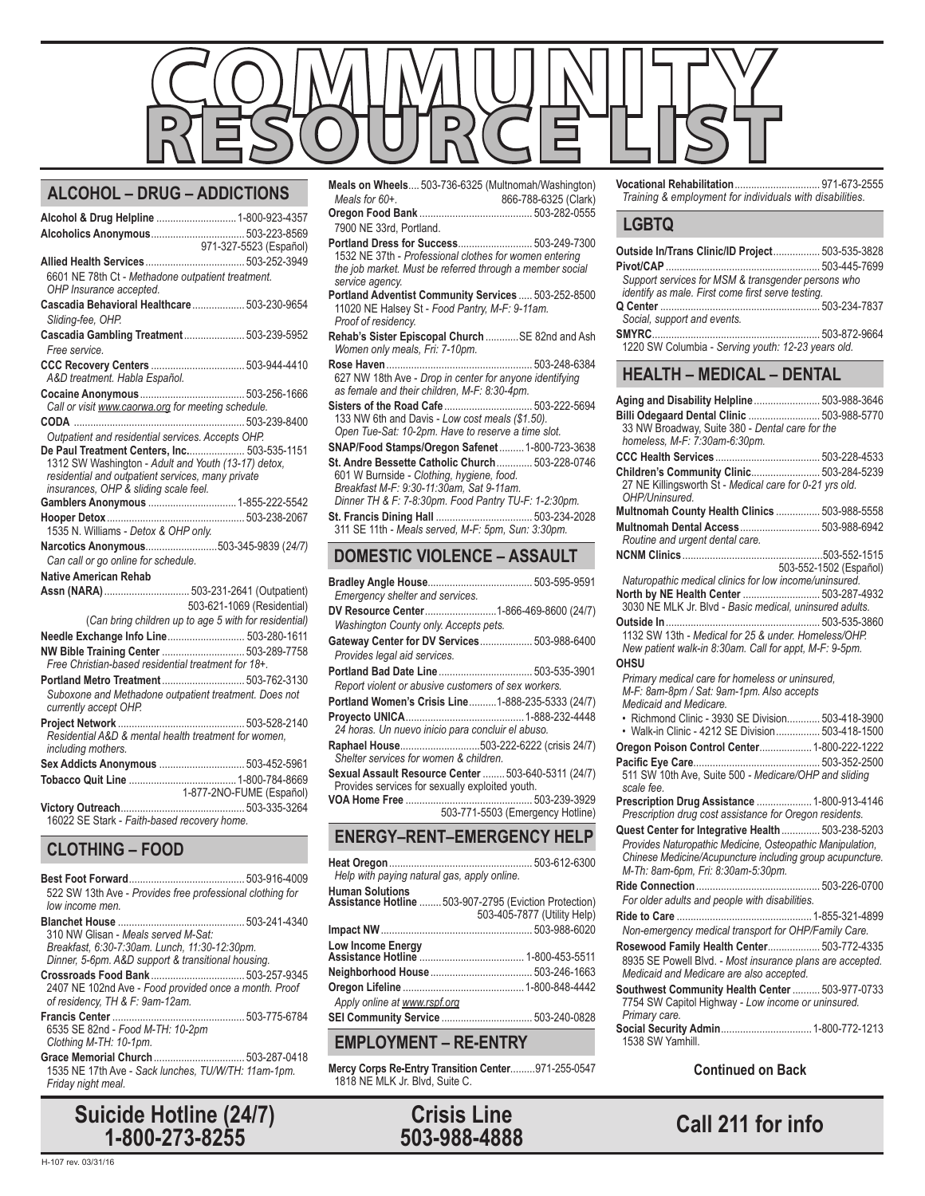# COMMUNITY RESOURCE LIST

## ALCOHOL – DRUG – ADDICTIONS

**Alcohol & Drug Helpline** ............................ 1-800-923-4357

**Alcoholics Anonymous** ................................ 503-223-8569
971-327-5523 (Español)

**Allied Health Services** ................................ 503-252-3949
6601 NE 78th Ct - *Methadone outpatient treatment. OHP Insurance accepted.*

**Cascadia Behavioral Healthcare** ................ 503-230-9654
*Sliding-fee, OHP.*

**Cascadia Gambling Treatment** .................... 503-239-5952
*Free service.*

**CCC Recovery Centers** ................................ 503-944-4410
*A&D treatment. Habla Español.*

**Cocaine Anonymous** .................................... 503-256-1666
*Call or visit www.caorwa.org for meeting schedule.*

**CODA** ........................................................... 503-239-8400
*Outpatient and residential services. Accepts OHP.*

**De Paul Treatment Centers, Inc.** .................. 503-535-1151
1312 SW Washington - *Adult and Youth (13-17) detox, residential and outpatient services, many private insurances, OHP & sliding scale feel.*

**Gamblers Anonymous** ................................ 1-855-222-5542

**Hooper Detox** ................................................ 503-238-2067
1535 N. Williams - *Detox & OHP only.*

**Narcotics Anonymous** ........................ 503-345-9839 (24/7)
*Can call or go online for schedule.*

**Native American Rehab Assn (NARA)** ............ 503-231-2641 (Outpatient)
503-621-1069 (Residential)
(*Can bring children up to age 5 with for residential)*

**Needle Exchange Info Line** .......................... 503-280-1611

**NW Bible Training Center** ............................ 503-289-7758
*Free Christian-based residential treatment for 18+.*

**Portland Metro Treatment** ............................ 503-762-3130
*Suboxone and Methadone outpatient treatment. Does not currently accept OHP.*

**Project Network** ............................................ 503-528-2140
*Residential A&D & mental health treatment for women, including mothers.*

**Sex Addicts Anonymous** .............................. 503-452-5961

**Tobacco Quit Line** ...................................... 1-800-784-8669
1-877-2NO-FUME (Español)

**Victory Outreach** .......................................... 503-335-3264
16022 SE Stark - *Faith-based recovery home.*

## CLOTHING – FOOD

**Best Foot Forward** ........................................ 503-916-4009
522 SW 13th Ave - *Provides free professional clothing for low income men.*

**Blanchet House** ............................................ 503-241-4340
310 NW Glisan - *Meals served M-Sat: Breakfast, 6:30-7:30am. Lunch, 11:30-12:30pm. Dinner, 5-6pm. A&D support & transitional housing.*

**Crossroads Food Bank** ................................ 503-257-9345
2407 NE 102nd Ave - *Food provided once a month. Proof of residency, TH & F: 9am-12am.*

**Francis Center** .............................................. 503-775-6784
6535 SE 82nd - *Food M-TH: 10-2pm Clothing M-TH: 10-1pm.*

**Grace Memorial Church** ................................ 503-287-0418
1535 NE 17th Ave - *Sack lunches, TU/W/TH: 11am-1pm. Friday night meal.*

**Meals on Wheels** .... 503-736-6325 (Multnomah/Washington)
*Meals for 60+.* 866-788-6325 (Clark)

**Oregon Food Bank** ........................................ 503-282-0555
7900 NE 33rd, Portland.

**Portland Dress for Success** .......................... 503-249-7300
1532 NE 37th - *Professional clothes for women entering the job market. Must be referred through a member social service agency.*

**Portland Adventist Community Services** ..... 503-252-8500
11020 NE Halsey St - *Food Pantry, M-F: 9-11am. Proof of residency.*

**Rehab's Sister Episcopal Church** ............ SE 82nd and Ash
*Women only meals, Fri: 7-10pm.*

**Rose Haven** .................................................. 503-248-6384
627 NW 18th Ave - *Drop in center for anyone identifying as female and their children, M-F: 8:30-4pm.*

**Sisters of the Road Cafe** .............................. 503-222-5694
133 NW 6th and Davis - *Low cost meals ($1.50). Open Tue-Sat: 10-2pm. Have to reserve a time slot.*

**SNAP/Food Stamps/Oregon Safenet** ......... 1-800-723-3638

**St. Andre Bessette Catholic Church** ............ 503-228-0746
601 W Burnside - *Clothing, hygiene, food. Breakfast M-F: 9:30-11:30am, Sat 9-11am. Dinner TH & F: 7-8:30pm. Food Pantry TU-F: 1-2:30pm.*

**St. Francis Dining Hall** .................................. 503-234-2028
311 SE 11th - *Meals served, M-F: 5pm, Sun: 3:30pm.*

## DOMESTIC VIOLENCE – ASSAULT

**Bradley Angle House** .................................... 503-595-9591
*Emergency shelter and services.*

**DV Resource Center** ........................ 1-866-469-8600 (24/7)
*Washington County only. Accepts pets.*

**Gateway Center for DV Services** .................. 503-988-6400
*Provides legal aid services.*

**Portland Bad Date Line** ................................ 503-535-3901
*Report violent or abusive customers of sex workers.*

**Portland Women's Crisis Line** .......... 1-888-235-5333 (24/7)

**Proyecto UNICA** .......................................... 1-888-232-4448
*24 horas. Un nuevo inicio para concluir el abuso.*

**Raphael House** ............................ 503-222-6222 (crisis 24/7)
*Shelter services for women & children.*

**Sexual Assault Resource Center** ........ 503-640-5311 (24/7)
*Provides services for sexually exploited youth.*

**VOA Home Free** ............................................ 503-239-3929
503-771-5503 (Emergency Hotline)

## ENERGY–RENT–EMERGENCY HELP

**Heat Oregon** ................................................ 503-612-6300
*Help with paying natural gas, apply online.*

**Human Solutions Assistance Hotline** ........ 503-907-2795 (Eviction Protection)
503-405-7877 (Utility Help)

**Impact NW** .................................................... 503-988-6020

**Low Income Energy Assistance Hotline** ...................................... 1-800-453-5511

**Neighborhood House** .................................... 503-246-1663

**Oregon Lifeline** ............................................ 1-800-848-4442
*Apply online at www.rspf.org*

**SEI Community Service** ................................ 503-240-0828

## EMPLOYMENT – RE-ENTRY

**Mercy Corps Re-Entry Transition Center** ......... 971-255-0547
1818 NE MLK Jr. Blvd, Suite C.

**Vocational Rehabilitation** .............................. 971-673-2555
*Training & employment for individuals with disabilities.*

## LGBTQ

**Outside In/Trans Clinic/ID Project** ................ 503-535-3828

**Pivot/CAP** ...................................................... 503-445-7699
*Support services for MSM & transgender persons who identify as male. First come first serve testing.*

**Q Center** ........................................................ 503-234-7837
*Social, support and events.*

**SMYRC** .......................................................... 503-872-9664
1220 SW Columbia - *Serving youth: 12-23 years old.*

## HEALTH – MEDICAL – DENTAL

**Aging and Disability Helpline** ........................ 503-988-3646

**Billi Odegaard Dental Clinic** .......................... 503-988-5770
33 NW Broadway, Suite 380 - *Dental care for the homeless, M-F: 7:30am-6:30pm.*

**CCC Health Services** .................................... 503-228-4533

**Children's Community Clinic** ........................ 503-284-5239
27 NE Killingsworth St - *Medical care for 0-21 yrs old. OHP/Uninsured.*

**Multnomah County Health Clinics** ................ 503-988-5558

**Multnomah Dental Access** ............................ 503-988-6942
*Routine and urgent dental care.*

**NCNM Clinics** ................................................ 503-552-1515
503-552-1502 (Español)
*Naturopathic medical clinics for low income/uninsured.*

**North by NE Health Center** .......................... 503-287-4932
3030 NE MLK Jr. Blvd - *Basic medical, uninsured adults.*

**Outside In** ...................................................... 503-535-3860
1132 SW 13th - *Medical for 25 & under. Homeless/OHP. New patient walk-in 8:30am. Call for appt, M-F: 9-5pm.*

**OHSU**
*Primary medical care for homeless or uninsured, M-F: 8am-8pm / Sat: 9am-1pm. Also accepts Medicaid and Medicare.*
- Richmond Clinic - 3930 SE Division ............ 503-418-3900
- Walk-in Clinic - 4212 SE Division ................ 503-418-1500

**Oregon Poison Control Center** .................... 1-800-222-1222

**Pacific Eye Care** ............................................ 503-352-2500
511 SW 10th Ave, Suite 500 - *Medicare/OHP and sliding scale fee.*

**Prescription Drug Assistance** ...................... 1-800-913-4146
*Prescription drug cost assistance for Oregon residents.*

**Quest Center for Integrative Health** .............. 503-238-5203
*Provides Naturopathic Medicine, Osteopathic Manipulation, Chinese Medicine/Acupuncture including group acupuncture. M-Th: 8am-6pm, Fri: 8:30am-5:30pm.*

**Ride Connection** .......................................... 503-226-0700
*For older adults and people with disabilities.*

**Ride to Care** ................................................ 1-855-321-4899
*Non-emergency medical transport for OHP/Family Care.*

**Rosewood Family Health Center** .................. 503-772-4335
8935 SE Powell Blvd. - *Most insurance plans are accepted. Medicaid and Medicare are also accepted.*

**Southwest Community Health Center** .......... 503-977-0733
7754 SW Capitol Highway - *Low income or uninsured. Primary care.*

**Social Security Admin** .................................. 1-800-772-1213
1538 SW Yamhill.

**Continued on Back**

**Suicide Hotline (24/7) 1-800-273-8255**

**Crisis Line 503-988-4888**

**Call 211 for info**

H-107 rev. 03/31/16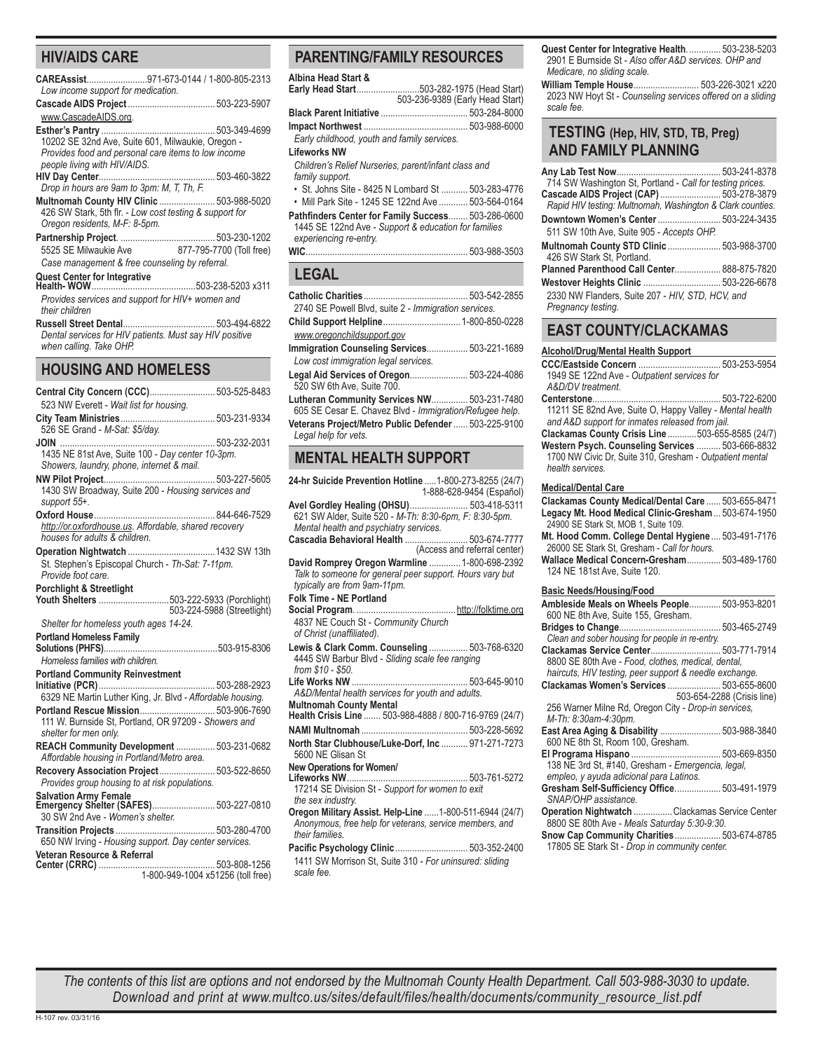## HIV/AIDS CARE

**CAREAssist**.........................971-673-0144 / 1-800-805-2313
*Low income support for medication.*

**Cascade AIDS Project**.................................... 503-223-5907
www.CascadeAIDS.org.

**Esther's Pantry**............................................... 503-349-4699
10202 SE 32nd Ave, Suite 601, Milwaukie, Oregon - *Provides food and personal care items to low income people living with HIV/AIDS.*

**HIV Day Center**................................................ 503-460-3822
*Drop in hours are 9am to 3pm: M, T, Th, F.*

**Multnomah County HIV Clinic**....................... 503-988-5020
426 SW Stark, 5th flr. - *Low cost testing & support for Oregon residents, M-F: 8-5pm.*

**Partnership Project**. ....................................... 503-230-1202
5525 SE Milwaukie Ave 877-795-7700 (Toll free)
*Case management & free counseling by referral.*

**Quest Center for Integrative Health- WOW**...........................................503-238-5203 x311
*Provides services and support for HIV+ women and their children*

**Russell Street Dental**...................................... 503-494-6822
*Dental services for HIV patients. Must say HIV positive when calling. Take OHP.*

## HOUSING AND HOMELESS

**Central City Concern (CCC)**........................... 503-525-8483
523 NW Everett - *Wait list for housing.*

**City Team Ministries**....................................... 503-231-9334
526 SE Grand - *M-Sat: $5/day.*

**JOIN** ................................................................ 503-232-2031
1435 NE 81st Ave, Suite 100 - *Day center 10-3pm. Showers, laundry, phone, internet & mail.*

**NW Pilot Project**.............................................. 503-227-5605
1430 SW Broadway, Suite 200 - *Housing services and support 55+.*

**Oxford House**.................................................. 844-646-7529
*http://or.oxfordhouse.us. Affordable, shared recovery houses for adults & children.*

**Operation Nightwatch**....................................1432 SW 13th
St. Stephen's Episcopal Church - *Th-Sat: 7-11pm. Provide foot care.*

**Porchlight & Streetlight Youth Shelters**.............................503-222-5933 (Porchlight)
503-224-5988 (Streetlight)
*Shelter for homeless youth ages 14-24.*

**Portland Homeless Family Solutions (PHFS)**...............................................503-915-8306
*Homeless families with children.*

**Portland Community Reinvestment Initiative (PCR)**................................................ 503-288-2923
6329 NE Martin Luther King, Jr. Blvd - *Affordable housing.*

**Portland Rescue Mission**............................... 503-906-7690
111 W. Burnside St, Portland, OR 97209 - *Showers and shelter for men only.*

**REACH Community Development** ................ 503-231-0682
*Affordable housing in Portland/Metro area.*

**Recovery Association Project**....................... 503-522-8650
*Provides group housing to at risk populations.*

**Salvation Army Female Emergency Shelter (SAFES)**.......................... 503-227-0810
30 SW 2nd Ave - *Women's shelter.*

**Transition Projects**......................................... 503-280-4700
650 NW Irving - *Housing support. Day center services.*

**Veteran Resource & Referral Center (CRRC)**................................................ 503-808-1256
1-800-949-1004 x51256 (toll free)

## PARENTING/FAMILY RESOURCES

**Albina Head Start & Early Head Start**..........................503-282-1975 (Head Start)
503-236-9389 (Early Head Start)

**Black Parent Initiative**.................................... 503-284-8000

**Impact Northwest**........................................... 503-988-6000
*Early childhood, youth and family services.*

**Lifeworks NW**
*Children's Relief Nurseries, parent/infant class and family support.*
- St. Johns Site - 8425 N Lombard St ........... 503-283-4776
- Mill Park Site - 1245 SE 122nd Ave ............ 503-564-0164

**Pathfinders Center for Family Success**........ 503-286-0600
1445 SE 122nd Ave - *Support & education for families experiencing re-entry.*

**WIC**................................................................... 503-988-3503

## LEGAL

**Catholic Charities**........................................... 503-542-2855
2740 SE Powell Blvd, suite 2 - *Immigration services.*

**Child Support Helpline**................................1-800-850-0228
*www.oregonchildsupport.gov*

**Immigration Counseling Services**................. 503-221-1689
*Low cost immigration legal services.*

**Legal Aid Services of Oregon**........................ 503-224-4086
520 SW 6th Ave, Suite 700.

**Lutheran Community Services NW**............... 503-231-7480
605 SE Cesar E. Chavez Blvd - *Immigration/Refugee help.*

**Veterans Project/Metro Public Defender**...... 503-225-9100
*Legal help for vets.*

## MENTAL HEALTH SUPPORT

**24-hr Suicide Prevention Hotline**.....1-800-273-8255 (24/7)
1-888-628-9454 (Español)

**Avel Gordley Healing (OHSU)**........................ 503-418-5311
621 SW Alder, Suite 520 - *M-Th: 8:30-6pm, F: 8:30-5pm. Mental health and psychiatry services.*

**Cascadia Behavioral Health**.......................... 503-674-7777
(Access and referral center)

**David Romprey Oregon Warmline**.............1-800-698-2392
*Talk to someone for general peer support. Hours vary but typically are from 9am-11pm.*

**Folk Time - NE Portland Social Program**..........................................http://folktime.org
4837 NE Couch St - *Community Church of Christ (unaffiliated).*

**Lewis & Clark Comm. Counseling**................ 503-768-6320
4445 SW Barbur Blvd - *Sliding scale fee ranging from $10 - $50.*

**Life Works NW**................................................ 503-645-9010
*A&D/Mental health services for youth and adults.*

**Multnomah County Mental Health Crisis Line**....... 503-988-4888 / 800-716-9769 (24/7)

**NAMI Multnomah**............................................ 503-228-5692

**North Star Clubhouse/Luke-Dorf, Inc**........... 971-271-7273
5600 NE Glisan St

**New Operations for Women/ Lifeworks NW**................................................. 503-761-5272
17214 SE Division St - *Support for women to exit the sex industry.*

**Oregon Military Assist. Help-Line**......1-800-511-6944 (24/7)
*Anonymous, free help for veterans, service members, and their families.*

**Pacific Psychology Clinic**............................... 503-352-2400
1411 SW Morrison St, Suite 310 - *For uninsured: sliding scale fee.*

**Quest Center for Integrative Health**.............. 503-238-5203
2901 E Burnside St - *Also offer A&D services. OHP and Medicare, no sliding scale.*

**William Temple House**........................... 503-226-3021 x220
2023 NW Hoyt St - *Counseling services offered on a sliding scale fee.*

## TESTING (Hep, HIV, STD, TB, Preg) AND FAMILY PLANNING

**Any Lab Test Now**........................................... 503-241-8378
714 SW Washington St, Portland - *Call for testing prices.*

**Cascade AIDS Project (CAP)**......................... 503-278-3879
*Rapid HIV testing: Multnomah, Washington & Clark counties.*

**Downtown Women's Center**.......................... 503-224-3435
511 SW 10th Ave, Suite 905 - *Accepts OHP.*

**Multnomah County STD Clinic**...................... 503-988-3700
426 SW Stark St, Portland.

**Planned Parenthood Call Center**................... 888-875-7820

**Westover Heights Clinic** ................................ 503-226-6678
2330 NW Flanders, Suite 207 - *HIV, STD, HCV, and Pregnancy testing.*

## EAST COUNTY/CLACKAMAS

**Alcohol/Drug/Mental Health Support**

**CCC/Eastside Concern** .................................. 503-253-5954
1949 SE 122nd Ave - *Outpatient services for A&D/DV treatment.*

**Centerstone**..................................................... 503-722-6200
11211 SE 82nd Ave, Suite O, Happy Valley - *Mental health and A&D support for inmates released from jail.*

**Clackamas County Crisis Line**............503-655-8585 (24/7)

**Western Psych. Counseling Services** .......... 503-666-8832
1700 NW Civic Dr, Suite 310, Gresham - *Outpatient mental health services.*

**Medical/Dental Care**

**Clackamas County Medical/Dental Care**...... 503-655-8471

**Legacy Mt. Hood Medical Clinic-Gresham**... 503-674-1950
24900 SE Stark St, MOB 1, Suite 109.

**Mt. Hood Comm. College Dental Hygiene**.... 503-491-7176
26000 SE Stark St, Gresham - *Call for hours.*

**Wallace Medical Concern-Gresham**.............. 503-489-1760
124 NE 181st Ave, Suite 120.

**Basic Needs/Housing/Food**

**Ambleside Meals on Wheels People**............. 503-953-8201
600 NE 8th Ave, Suite 155, Gresham.

**Bridges to Change**.......................................... 503-465-2749
*Clean and sober housing for people in re-entry.*

**Clackamas Service Center**............................. 503-771-7914
8800 SE 80th Ave - *Food, clothes, medical, dental, haircuts, HIV testing, peer support & needle exchange.*

**Clackamas Women's Services**....................... 503-655-8600
503-654-2288 (Crisis line)
256 Warner Milne Rd, Oregon City - *Drop-in services, M-Th: 8:30am-4:30pm.*

**East Area Aging & Disability** ......................... 503-988-3840
600 NE 8th St, Room 100, Gresham.

**El Programa Hispano**..................................... 503-669-8350
138 NE 3rd St, #140, Gresham - *Emergencia, legal, empleo, y ayuda adicional para Latinos.*

**Gresham Self-Sufficiency Office**................... 503-491-1979
*SNAP/OHP assistance.*

**Operation Nightwatch** ................Clackamas Service Center
8800 SE 80th Ave - *Meals Saturday 5:30-9:30.*

**Snow Cap Community Charities**................... 503-674-8785
17805 SE Stark St - *Drop in community center.*

*The contents of this list are options and not endorsed by the Multnomah County Health Department. Call 503-988-3030 to update. Download and print at www.multco.us/sites/default/files/health/documents/community_resource_list.pdf*

H-107 rev. 03/31/16